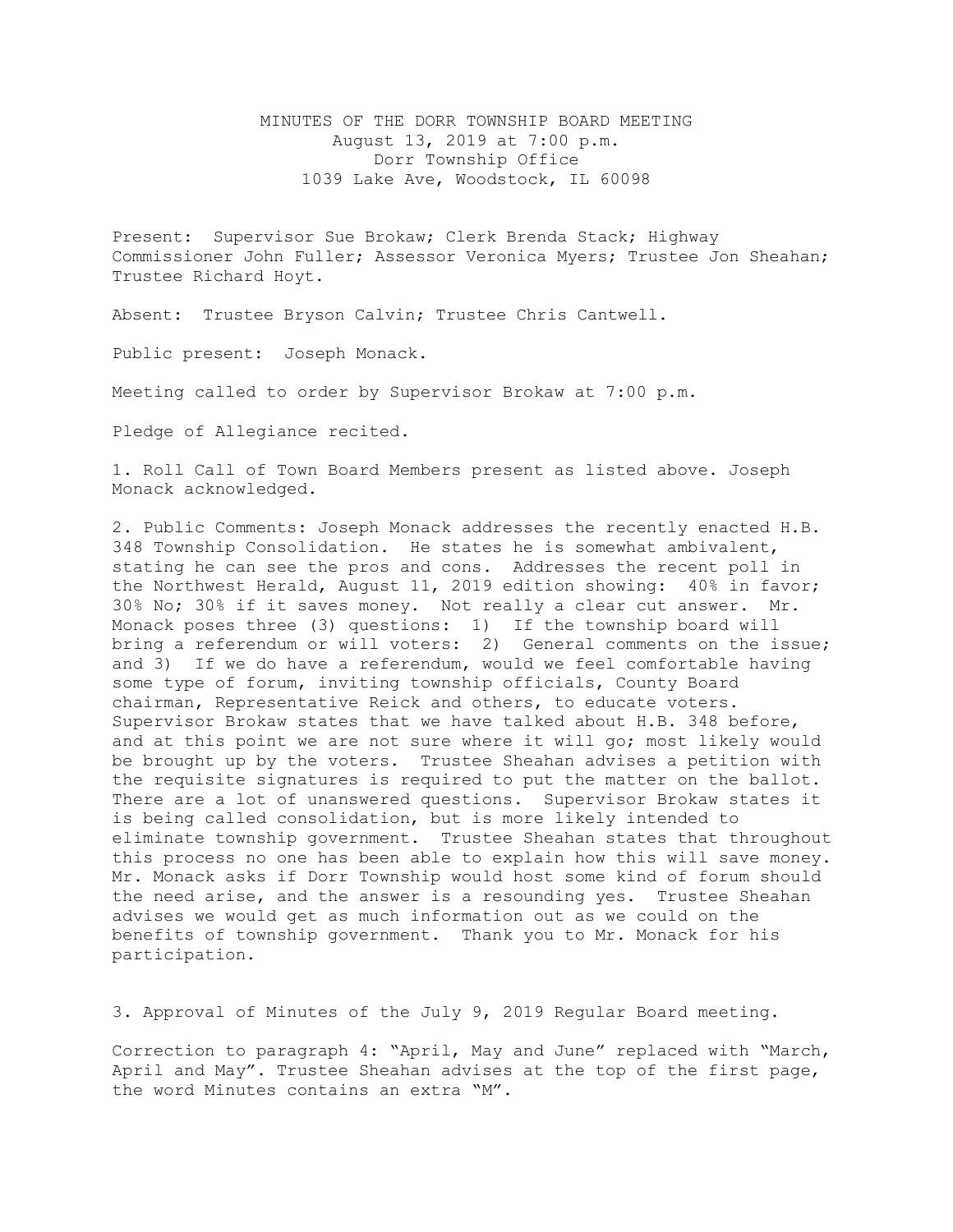# MINUTES OF THE DORR TOWNSHIP BOARD MEETING

August 13, 2019 at 7:00 p.m.
Dorr Township Office
1039 Lake Ave, Woodstock, IL 60098

Present: Supervisor Sue Brokaw; Clerk Brenda Stack; Highway Commissioner John Fuller; Assessor Veronica Myers; Trustee Jon Sheahan; Trustee Richard Hoyt.

Absent: Trustee Bryson Calvin; Trustee Chris Cantwell.

Public present: Joseph Monack.

Meeting called to order by Supervisor Brokaw at 7:00 p.m.

Pledge of Allegiance recited.

1. Roll Call of Town Board Members present as listed above. Joseph Monack acknowledged.

2. Public Comments: Joseph Monack addresses the recently enacted H.B. 348 Township Consolidation. He states he is somewhat ambivalent, stating he can see the pros and cons. Addresses the recent poll in the Northwest Herald, August 11, 2019 edition showing: 40% in favor; 30% No; 30% if it saves money. Not really a clear cut answer. Mr. Monack poses three (3) questions: 1) If the township board will bring a referendum or will voters: 2) General comments on the issue; and 3) If we do have a referendum, would we feel comfortable having some type of forum, inviting township officials, County Board chairman, Representative Reick and others, to educate voters. Supervisor Brokaw states that we have talked about H.B. 348 before, and at this point we are not sure where it will go; most likely would be brought up by the voters. Trustee Sheahan advises a petition with the requisite signatures is required to put the matter on the ballot. There are a lot of unanswered questions. Supervisor Brokaw states it is being called consolidation, but is more likely intended to eliminate township government. Trustee Sheahan states that throughout this process no one has been able to explain how this will save money. Mr. Monack asks if Dorr Township would host some kind of forum should the need arise, and the answer is a resounding yes. Trustee Sheahan advises we would get as much information out as we could on the benefits of township government. Thank you to Mr. Monack for his participation.

3. Approval of Minutes of the July 9, 2019 Regular Board meeting.

Correction to paragraph 4: "April, May and June" replaced with "March, April and May". Trustee Sheahan advises at the top of the first page, the word Minutes contains an extra "M".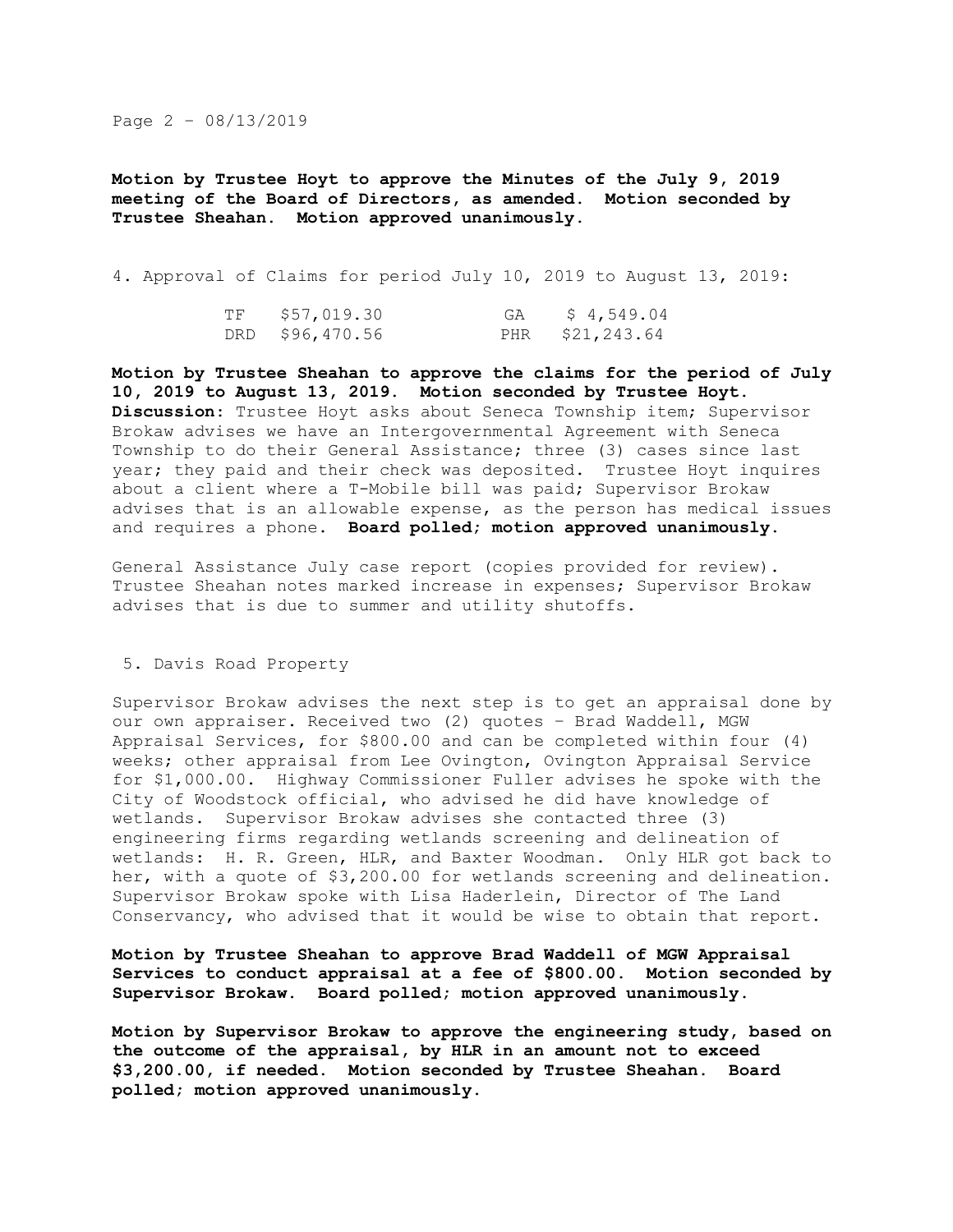**Motion by Trustee Hoyt to approve the Minutes of the July 9, 2019 meeting of the Board of Directors, as amended. Motion seconded by Trustee Sheahan. Motion approved unanimously.**

4. Approval of Claims for period July 10, 2019 to August 13, 2019:

| | | | |
|---|---|---|---|
| TF | $57,019.30 | GA | $ 4,549.04 |
| DRD | $96,470.56 | PHR | $21,243.64 |

**Motion by Trustee Sheahan to approve the claims for the period of July 10, 2019 to August 13, 2019. Motion seconded by Trustee Hoyt.** **Discussion:** Trustee Hoyt asks about Seneca Township item; Supervisor Brokaw advises we have an Intergovernmental Agreement with Seneca Township to do their General Assistance; three (3) cases since last year; they paid and their check was deposited. Trustee Hoyt inquires about a client where a T-Mobile bill was paid; Supervisor Brokaw advises that is an allowable expense, as the person has medical issues and requires a phone. **Board polled; motion approved unanimously.**

General Assistance July case report (copies provided for review). Trustee Sheahan notes marked increase in expenses; Supervisor Brokaw advises that is due to summer and utility shutoffs.

5. Davis Road Property

Supervisor Brokaw advises the next step is to get an appraisal done by our own appraiser. Received two (2) quotes – Brad Waddell, MGW Appraisal Services, for $800.00 and can be completed within four (4) weeks; other appraisal from Lee Ovington, Ovington Appraisal Service for $1,000.00. Highway Commissioner Fuller advises he spoke with the City of Woodstock official, who advised he did have knowledge of wetlands. Supervisor Brokaw advises she contacted three (3) engineering firms regarding wetlands screening and delineation of wetlands: H. R. Green, HLR, and Baxter Woodman. Only HLR got back to her, with a quote of $3,200.00 for wetlands screening and delineation. Supervisor Brokaw spoke with Lisa Haderlein, Director of The Land Conservancy, who advised that it would be wise to obtain that report.

**Motion by Trustee Sheahan to approve Brad Waddell of MGW Appraisal Services to conduct appraisal at a fee of $800.00. Motion seconded by Supervisor Brokaw. Board polled; motion approved unanimously.**

**Motion by Supervisor Brokaw to approve the engineering study, based on the outcome of the appraisal, by HLR in an amount not to exceed $3,200.00, if needed. Motion seconded by Trustee Sheahan. Board polled; motion approved unanimously.**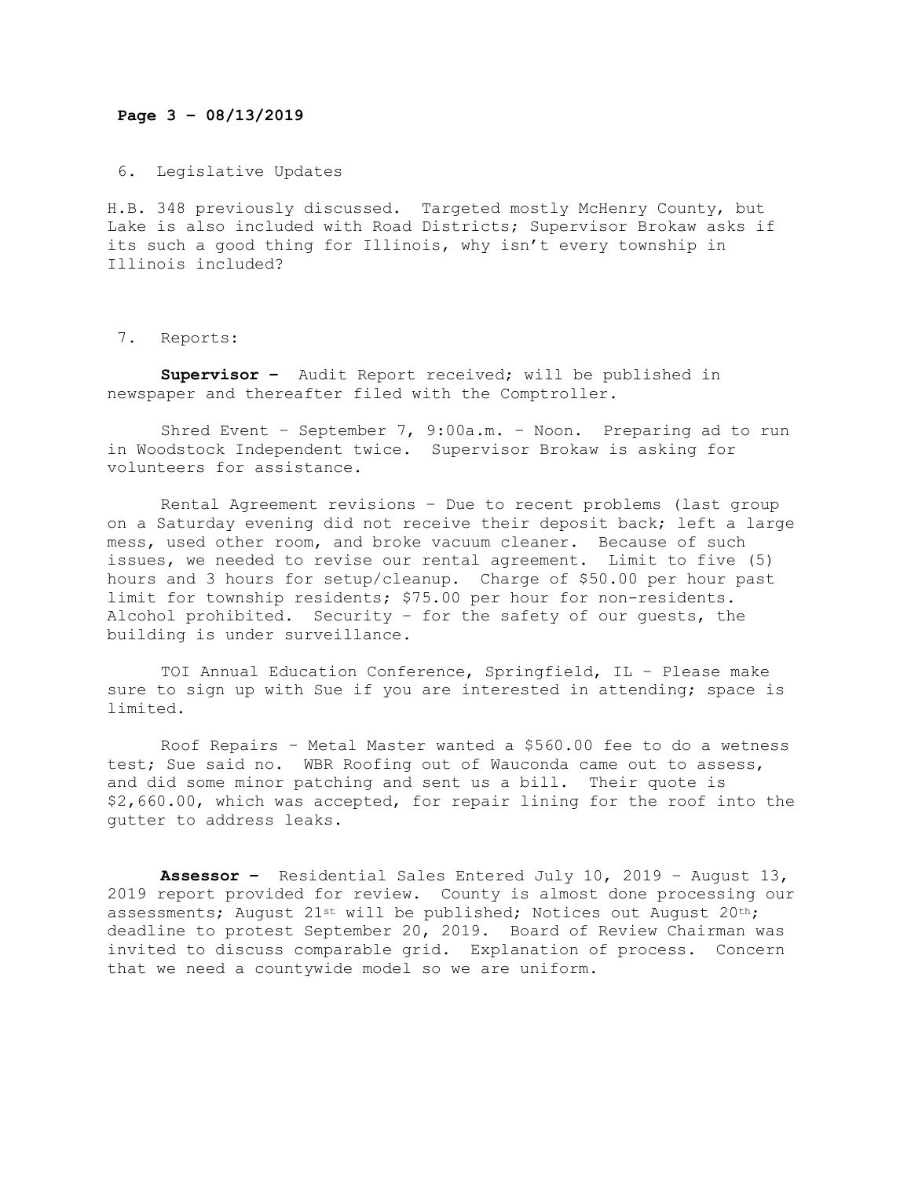6. Legislative Updates

H.B. 348 previously discussed. Targeted mostly McHenry County, but Lake is also included with Road Districts; Supervisor Brokaw asks if its such a good thing for Illinois, why isn't every township in Illinois included?

7. Reports:

**Supervisor –** Audit Report received; will be published in newspaper and thereafter filed with the Comptroller.

Shred Event – September 7, 9:00a.m. – Noon. Preparing ad to run in Woodstock Independent twice. Supervisor Brokaw is asking for volunteers for assistance.

Rental Agreement revisions – Due to recent problems (last group on a Saturday evening did not receive their deposit back; left a large mess, used other room, and broke vacuum cleaner. Because of such issues, we needed to revise our rental agreement. Limit to five (5) hours and 3 hours for setup/cleanup. Charge of $50.00 per hour past limit for township residents; $75.00 per hour for non-residents. Alcohol prohibited. Security – for the safety of our guests, the building is under surveillance.

TOI Annual Education Conference, Springfield, IL – Please make sure to sign up with Sue if you are interested in attending; space is limited.

Roof Repairs – Metal Master wanted a $560.00 fee to do a wetness test; Sue said no. WBR Roofing out of Wauconda came out to assess, and did some minor patching and sent us a bill. Their quote is $2,660.00, which was accepted, for repair lining for the roof into the gutter to address leaks.

**Assessor –** Residential Sales Entered July 10, 2019 – August 13, 2019 report provided for review. County is almost done processing our assessments; August 21st will be published; Notices out August 20th; deadline to protest September 20, 2019. Board of Review Chairman was invited to discuss comparable grid. Explanation of process. Concern that we need a countywide model so we are uniform.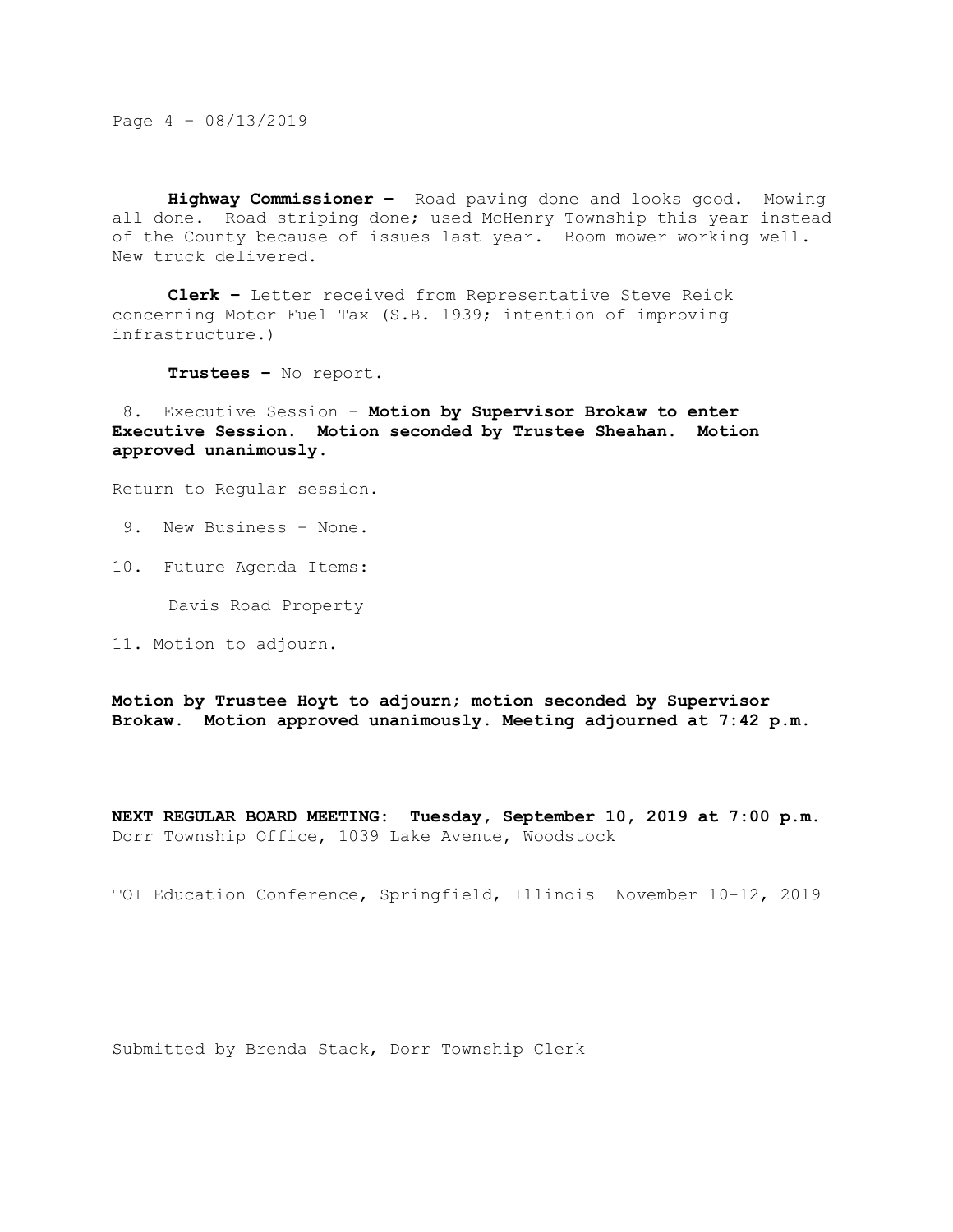**Highway Commissioner –** Road paving done and looks good. Mowing all done. Road striping done; used McHenry Township this year instead of the County because of issues last year. Boom mower working well. New truck delivered.

**Clerk –** Letter received from Representative Steve Reick concerning Motor Fuel Tax (S.B. 1939; intention of improving infrastructure.)

**Trustees –** No report.

8. Executive Session – **Motion by Supervisor Brokaw to enter Executive Session. Motion seconded by Trustee Sheahan. Motion approved unanimously.**

Return to Regular session.

9. New Business – None.

10. Future Agenda Items:

    Davis Road Property

11. Motion to adjourn.

**Motion by Trustee Hoyt to adjourn; motion seconded by Supervisor Brokaw. Motion approved unanimously. Meeting adjourned at 7:42 p.m.**

**NEXT REGULAR BOARD MEETING: Tuesday, September 10, 2019 at 7:00 p.m.**
Dorr Township Office, 1039 Lake Avenue, Woodstock

TOI Education Conference, Springfield, Illinois November 10-12, 2019

Submitted by Brenda Stack, Dorr Township Clerk